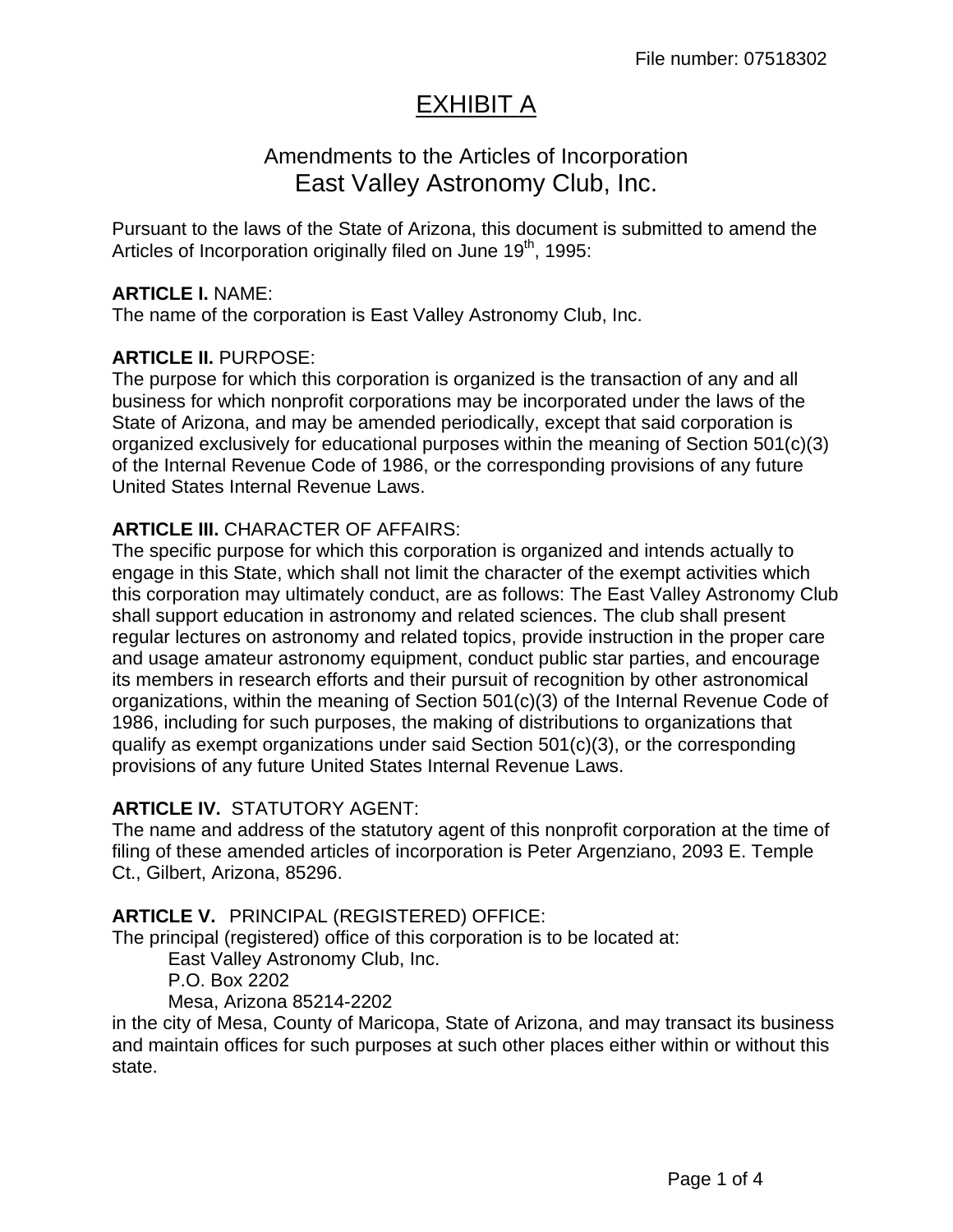File number: 07518302

# EXHIBIT A

## Amendments to the Articles of Incorporation
## East Valley Astronomy Club, Inc.

Pursuant to the laws of the State of Arizona, this document is submitted to amend the Articles of Incorporation originally filed on June 19th, 1995:

**ARTICLE I.** NAME:
The name of the corporation is East Valley Astronomy Club, Inc.

**ARTICLE II.** PURPOSE:
The purpose for which this corporation is organized is the transaction of any and all business for which nonprofit corporations may be incorporated under the laws of the State of Arizona, and may be amended periodically, except that said corporation is organized exclusively for educational purposes within the meaning of Section 501(c)(3) of the Internal Revenue Code of 1986, or the corresponding provisions of any future United States Internal Revenue Laws.

**ARTICLE III.** CHARACTER OF AFFAIRS:
The specific purpose for which this corporation is organized and intends actually to engage in this State, which shall not limit the character of the exempt activities which this corporation may ultimately conduct, are as follows: The East Valley Astronomy Club shall support education in astronomy and related sciences. The club shall present regular lectures on astronomy and related topics, provide instruction in the proper care and usage amateur astronomy equipment, conduct public star parties, and encourage its members in research efforts and their pursuit of recognition by other astronomical organizations, within the meaning of Section 501(c)(3) of the Internal Revenue Code of 1986, including for such purposes, the making of distributions to organizations that qualify as exempt organizations under said Section 501(c)(3), or the corresponding provisions of any future United States Internal Revenue Laws.

**ARTICLE IV.** STATUTORY AGENT:
The name and address of the statutory agent of this nonprofit corporation at the time of filing of these amended articles of incorporation is Peter Argenziano, 2093 E. Temple Ct., Gilbert, Arizona, 85296.

**ARTICLE V.** PRINCIPAL (REGISTERED) OFFICE:
The principal (registered) office of this corporation is to be located at:

East Valley Astronomy Club, Inc.
P.O. Box 2202
Mesa, Arizona 85214-2202

in the city of Mesa, County of Maricopa, State of Arizona, and may transact its business and maintain offices for such purposes at such other places either within or without this state.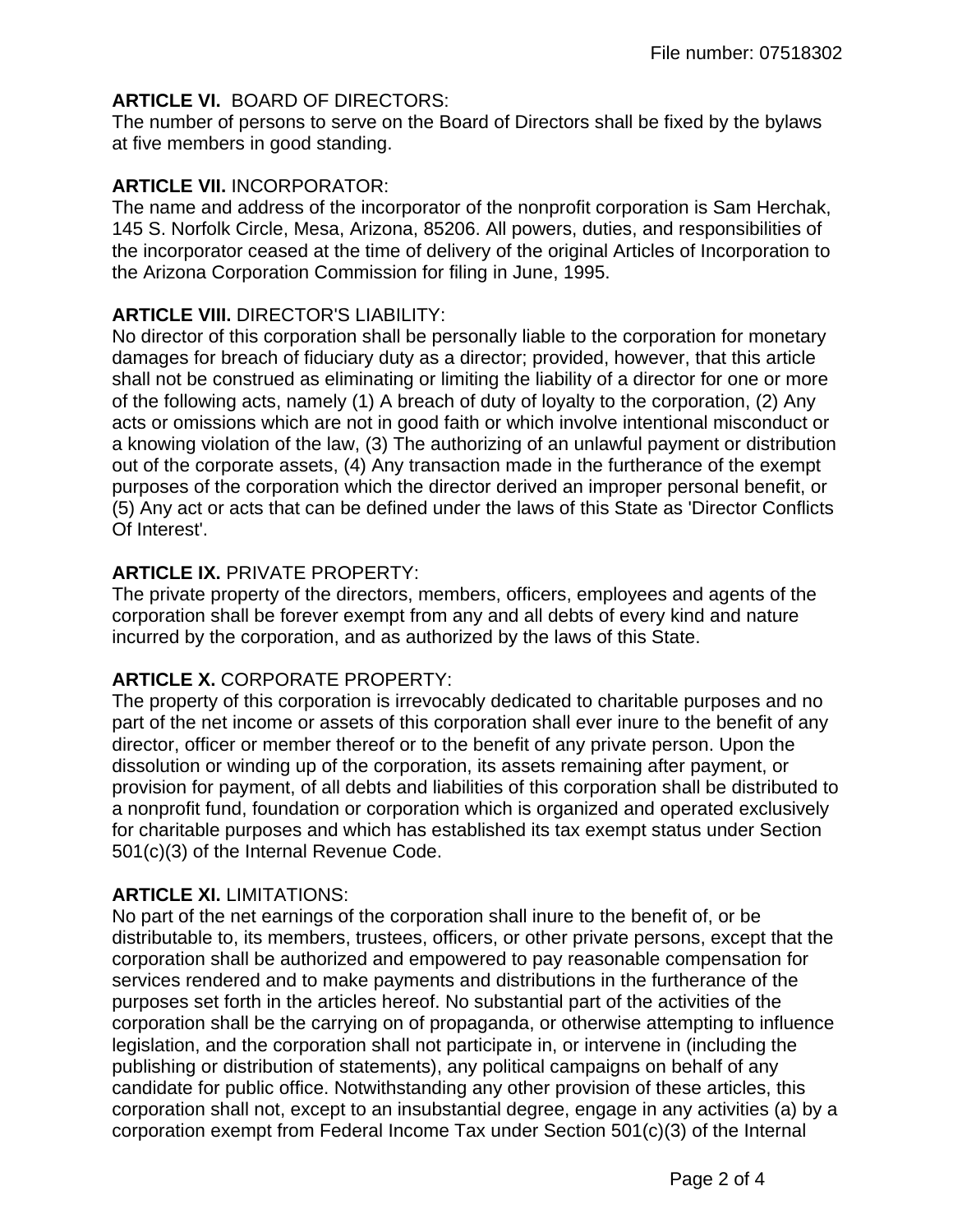**ARTICLE VI.** BOARD OF DIRECTORS:
The number of persons to serve on the Board of Directors shall be fixed by the bylaws at five members in good standing.

**ARTICLE VII.** INCORPORATOR:
The name and address of the incorporator of the nonprofit corporation is Sam Herchak, 145 S. Norfolk Circle, Mesa, Arizona, 85206. All powers, duties, and responsibilities of the incorporator ceased at the time of delivery of the original Articles of Incorporation to the Arizona Corporation Commission for filing in June, 1995.

**ARTICLE VIII.** DIRECTOR'S LIABILITY:
No director of this corporation shall be personally liable to the corporation for monetary damages for breach of fiduciary duty as a director; provided, however, that this article shall not be construed as eliminating or limiting the liability of a director for one or more of the following acts, namely (1) A breach of duty of loyalty to the corporation, (2) Any acts or omissions which are not in good faith or which involve intentional misconduct or a knowing violation of the law, (3) The authorizing of an unlawful payment or distribution out of the corporate assets, (4) Any transaction made in the furtherance of the exempt purposes of the corporation which the director derived an improper personal benefit, or (5) Any act or acts that can be defined under the laws of this State as 'Director Conflicts Of Interest'.

**ARTICLE IX.** PRIVATE PROPERTY:
The private property of the directors, members, officers, employees and agents of the corporation shall be forever exempt from any and all debts of every kind and nature incurred by the corporation, and as authorized by the laws of this State.

**ARTICLE X.** CORPORATE PROPERTY:
The property of this corporation is irrevocably dedicated to charitable purposes and no part of the net income or assets of this corporation shall ever inure to the benefit of any director, officer or member thereof or to the benefit of any private person. Upon the dissolution or winding up of the corporation, its assets remaining after payment, or provision for payment, of all debts and liabilities of this corporation shall be distributed to a nonprofit fund, foundation or corporation which is organized and operated exclusively for charitable purposes and which has established its tax exempt status under Section 501(c)(3) of the Internal Revenue Code.

**ARTICLE XI.** LIMITATIONS:
No part of the net earnings of the corporation shall inure to the benefit of, or be distributable to, its members, trustees, officers, or other private persons, except that the corporation shall be authorized and empowered to pay reasonable compensation for services rendered and to make payments and distributions in the furtherance of the purposes set forth in the articles hereof. No substantial part of the activities of the corporation shall be the carrying on of propaganda, or otherwise attempting to influence legislation, and the corporation shall not participate in, or intervene in (including the publishing or distribution of statements), any political campaigns on behalf of any candidate for public office. Notwithstanding any other provision of these articles, this corporation shall not, except to an insubstantial degree, engage in any activities (a) by a corporation exempt from Federal Income Tax under Section 501(c)(3) of the Internal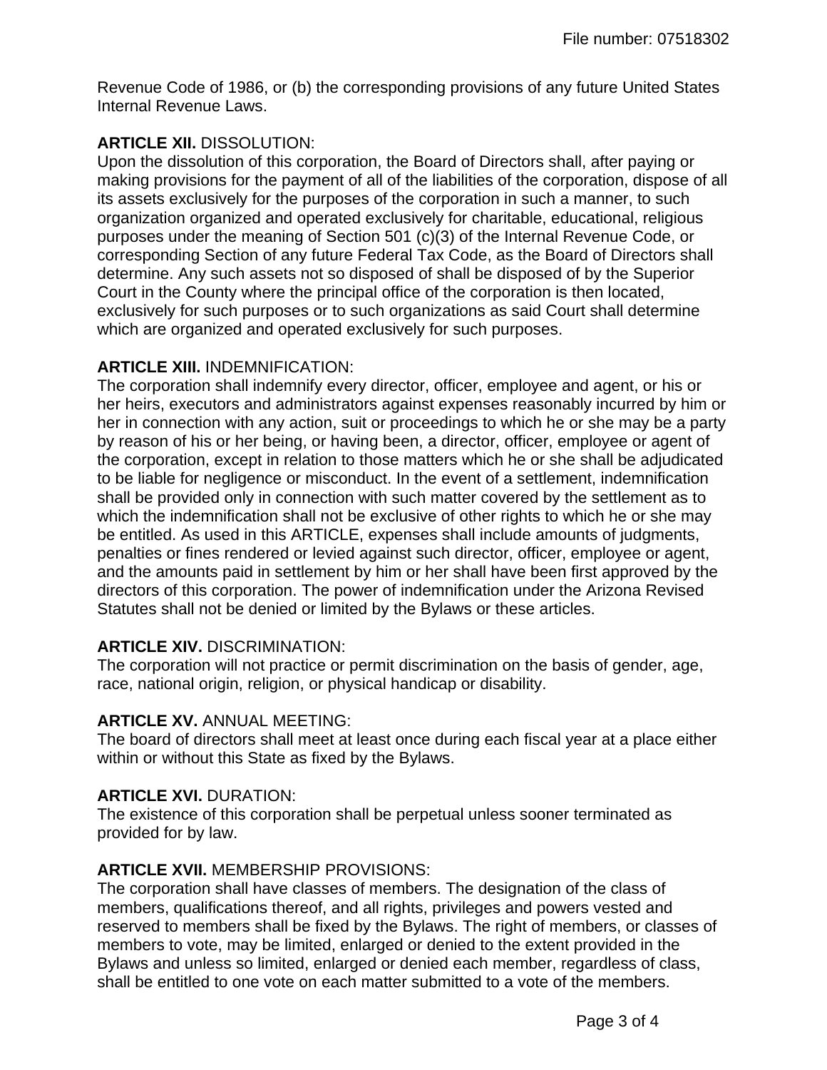Revenue Code of 1986, or (b) the corresponding provisions of any future United States Internal Revenue Laws.

**ARTICLE XII.** DISSOLUTION:
Upon the dissolution of this corporation, the Board of Directors shall, after paying or making provisions for the payment of all of the liabilities of the corporation, dispose of all its assets exclusively for the purposes of the corporation in such a manner, to such organization organized and operated exclusively for charitable, educational, religious purposes under the meaning of Section 501 (c)(3) of the Internal Revenue Code, or corresponding Section of any future Federal Tax Code, as the Board of Directors shall determine. Any such assets not so disposed of shall be disposed of by the Superior Court in the County where the principal office of the corporation is then located, exclusively for such purposes or to such organizations as said Court shall determine which are organized and operated exclusively for such purposes.

**ARTICLE XIII.** INDEMNIFICATION:
The corporation shall indemnify every director, officer, employee and agent, or his or her heirs, executors and administrators against expenses reasonably incurred by him or her in connection with any action, suit or proceedings to which he or she may be a party by reason of his or her being, or having been, a director, officer, employee or agent of the corporation, except in relation to those matters which he or she shall be adjudicated to be liable for negligence or misconduct. In the event of a settlement, indemnification shall be provided only in connection with such matter covered by the settlement as to which the indemnification shall not be exclusive of other rights to which he or she may be entitled. As used in this ARTICLE, expenses shall include amounts of judgments, penalties or fines rendered or levied against such director, officer, employee or agent, and the amounts paid in settlement by him or her shall have been first approved by the directors of this corporation. The power of indemnification under the Arizona Revised Statutes shall not be denied or limited by the Bylaws or these articles.

**ARTICLE XIV.** DISCRIMINATION:
The corporation will not practice or permit discrimination on the basis of gender, age, race, national origin, religion, or physical handicap or disability.

**ARTICLE XV.** ANNUAL MEETING:
The board of directors shall meet at least once during each fiscal year at a place either within or without this State as fixed by the Bylaws.

**ARTICLE XVI.** DURATION:
The existence of this corporation shall be perpetual unless sooner terminated as provided for by law.

**ARTICLE XVII.** MEMBERSHIP PROVISIONS:
The corporation shall have classes of members. The designation of the class of members, qualifications thereof, and all rights, privileges and powers vested and reserved to members shall be fixed by the Bylaws. The right of members, or classes of members to vote, may be limited, enlarged or denied to the extent provided in the Bylaws and unless so limited, enlarged or denied each member, regardless of class, shall be entitled to one vote on each matter submitted to a vote of the members.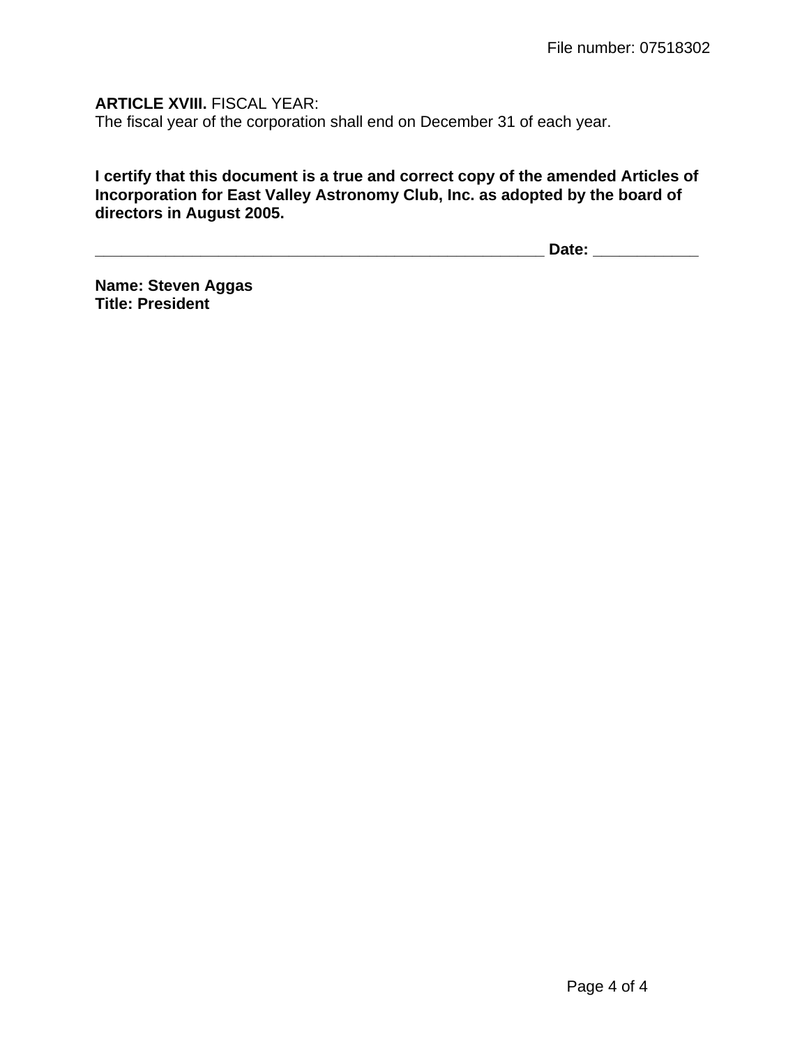**ARTICLE XVIII.** FISCAL YEAR:
The fiscal year of the corporation shall end on December 31 of each year.

**I certify that this document is a true and correct copy of the amended Articles of Incorporation for East Valley Astronomy Club, Inc. as adopted by the board of directors in August 2005.**

**_____________________________________________________ Date: ____________**

**Name: Steven Aggas**
**Title: President**